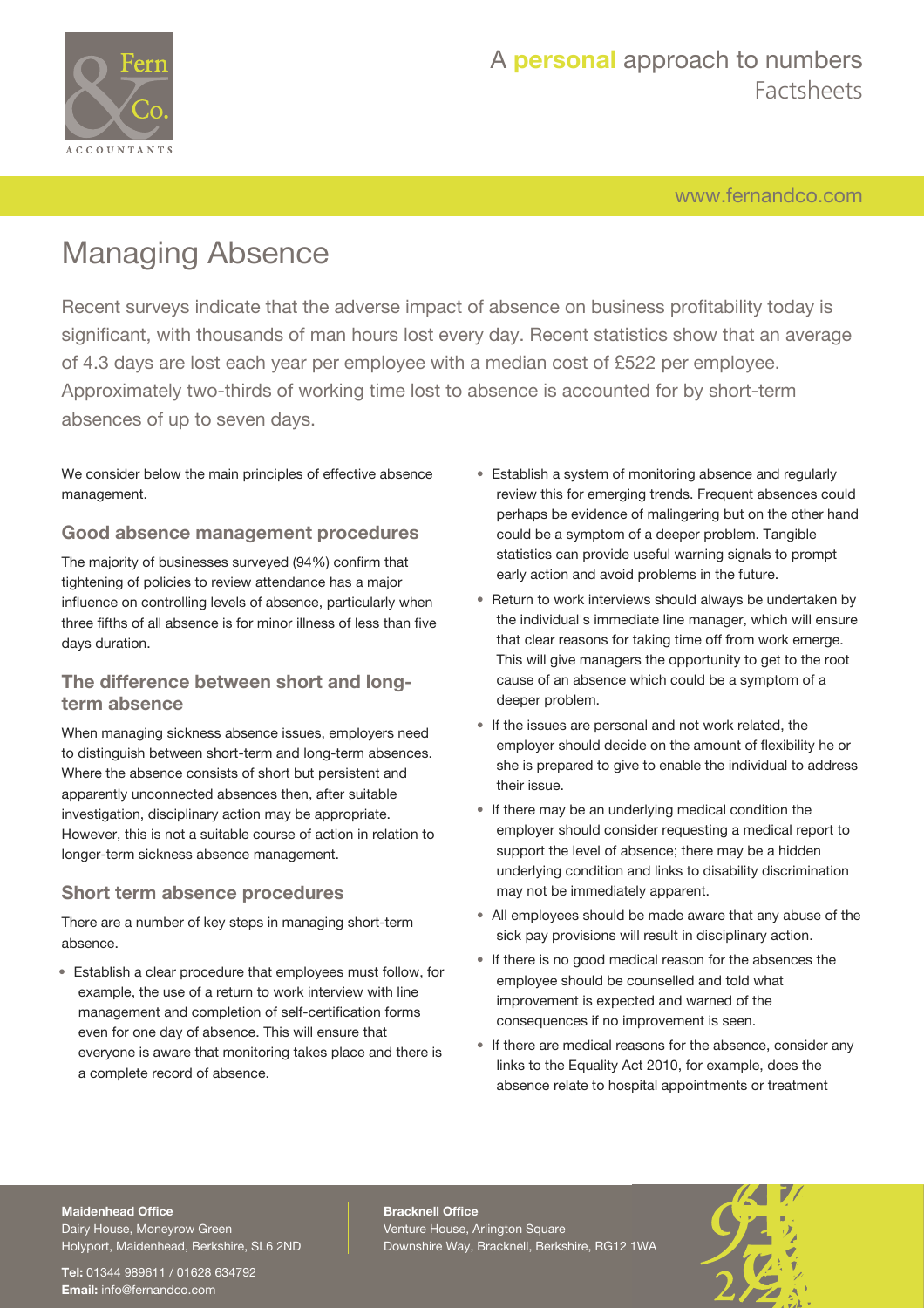# Managing Absence

Recent surveys indicate that the adverse impact of absence on business profitability today is significant, with thousands of man hours lost every day. Recent statistics show that an average of 4.3 days are lost each year per employee with a median cost of £522 per employee. Approximately two-thirds of working time lost to absence is accounted for by short-term absences of up to seven days.

We consider below the main principles of effective absence management.

## Good absence management procedures

The majority of businesses surveyed (94%) confirm that tightening of policies to review attendance has a major influence on controlling levels of absence, particularly when three fifths of all absence is for minor illness of less than five days duration.

## The difference between short and long-term absence

When managing sickness absence issues, employers need to distinguish between short-term and long-term absences. Where the absence consists of short but persistent and apparently unconnected absences then, after suitable investigation, disciplinary action may be appropriate. However, this is not a suitable course of action in relation to longer-term sickness absence management.

## Short term absence procedures

There are a number of key steps in managing short-term absence.

- Establish a clear procedure that employees must follow, for example, the use of a return to work interview with line management and completion of self-certification forms even for one day of absence. This will ensure that everyone is aware that monitoring takes place and there is a complete record of absence.
- Establish a system of monitoring absence and regularly review this for emerging trends. Frequent absences could perhaps be evidence of malingering but on the other hand could be a symptom of a deeper problem. Tangible statistics can provide useful warning signals to prompt early action and avoid problems in the future.
- Return to work interviews should always be undertaken by the individual's immediate line manager, which will ensure that clear reasons for taking time off from work emerge. This will give managers the opportunity to get to the root cause of an absence which could be a symptom of a deeper problem.
- If the issues are personal and not work related, the employer should decide on the amount of flexibility he or she is prepared to give to enable the individual to address their issue.
- If there may be an underlying medical condition the employer should consider requesting a medical report to support the level of absence; there may be a hidden underlying condition and links to disability discrimination may not be immediately apparent.
- All employees should be made aware that any abuse of the sick pay provisions will result in disciplinary action.
- If there is no good medical reason for the absences the employee should be counselled and told what improvement is expected and warned of the consequences if no improvement is seen.
- If there are medical reasons for the absence, consider any links to the Equality Act 2010, for example, does the absence relate to hospital appointments or treatment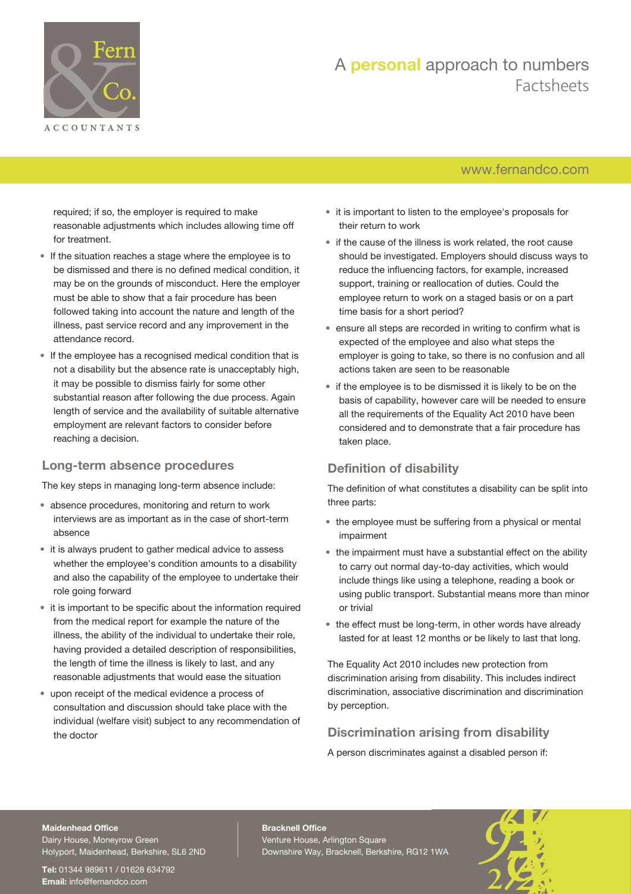required; if so, the employer is required to make reasonable adjustments which includes allowing time off for treatment.

- If the situation reaches a stage where the employee is to be dismissed and there is no defined medical condition, it may be on the grounds of misconduct. Here the employer must be able to show that a fair procedure has been followed taking into account the nature and length of the illness, past service record and any improvement in the attendance record.
- If the employee has a recognised medical condition that is not a disability but the absence rate is unacceptably high, it may be possible to dismiss fairly for some other substantial reason after following the due process. Again length of service and the availability of suitable alternative employment are relevant factors to consider before reaching a decision.

## Long-term absence procedures

The key steps in managing long-term absence include:

- absence procedures, monitoring and return to work interviews are as important as in the case of short-term absence
- it is always prudent to gather medical advice to assess whether the employee's condition amounts to a disability and also the capability of the employee to undertake their role going forward
- it is important to be specific about the information required from the medical report for example the nature of the illness, the ability of the individual to undertake their role, having provided a detailed description of responsibilities, the length of time the illness is likely to last, and any reasonable adjustments that would ease the situation
- upon receipt of the medical evidence a process of consultation and discussion should take place with the individual (welfare visit) subject to any recommendation of the doctor
- it is important to listen to the employee's proposals for their return to work
- if the cause of the illness is work related, the root cause should be investigated. Employers should discuss ways to reduce the influencing factors, for example, increased support, training or reallocation of duties. Could the employee return to work on a staged basis or on a part time basis for a short period?
- ensure all steps are recorded in writing to confirm what is expected of the employee and also what steps the employer is going to take, so there is no confusion and all actions taken are seen to be reasonable
- if the employee is to be dismissed it is likely to be on the basis of capability, however care will be needed to ensure all the requirements of the Equality Act 2010 have been considered and to demonstrate that a fair procedure has taken place.

## Definition of disability

The definition of what constitutes a disability can be split into three parts:

- the employee must be suffering from a physical or mental impairment
- the impairment must have a substantial effect on the ability to carry out normal day-to-day activities, which would include things like using a telephone, reading a book or using public transport. Substantial means more than minor or trivial
- the effect must be long-term, in other words have already lasted for at least 12 months or be likely to last that long.

The Equality Act 2010 includes new protection from discrimination arising from disability. This includes indirect discrimination, associative discrimination and discrimination by perception.

## Discrimination arising from disability

A person discriminates against a disabled person if: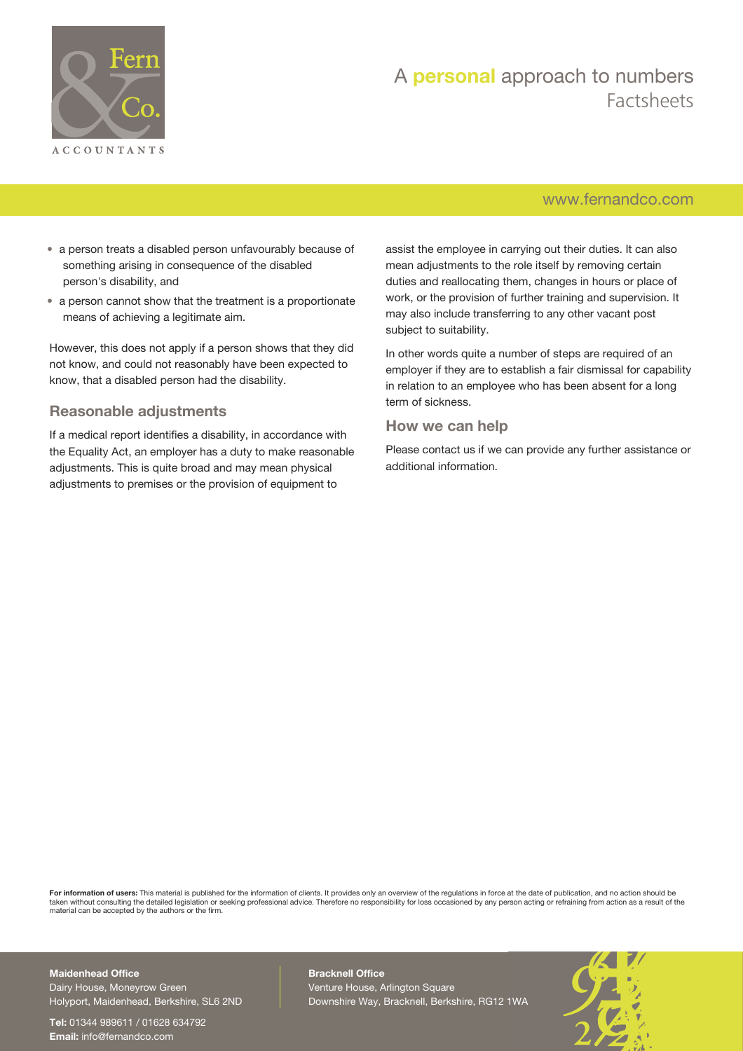- a person treats a disabled person unfavourably because of something arising in consequence of the disabled person's disability, and
- a person cannot show that the treatment is a proportionate means of achieving a legitimate aim.

However, this does not apply if a person shows that they did not know, and could not reasonably have been expected to know, that a disabled person had the disability.

### Reasonable adjustments

If a medical report identifies a disability, in accordance with the Equality Act, an employer has a duty to make reasonable adjustments. This is quite broad and may mean physical adjustments to premises or the provision of equipment to assist the employee in carrying out their duties. It can also mean adjustments to the role itself by removing certain duties and reallocating them, changes in hours or place of work, or the provision of further training and supervision. It may also include transferring to any other vacant post subject to suitability.

In other words quite a number of steps are required of an employer if they are to establish a fair dismissal for capability in relation to an employee who has been absent for a long term of sickness.

### How we can help

Please contact us if we can provide any further assistance or additional information.

**For information of users:** This material is published for the information of clients. It provides only an overview of the regulations in force at the date of publication, and no action should be taken without consulting the detailed legislation or seeking professional advice. Therefore no responsibility for loss occasioned by any person acting or refraining from action as a result of the material can be accepted by the authors or the firm.